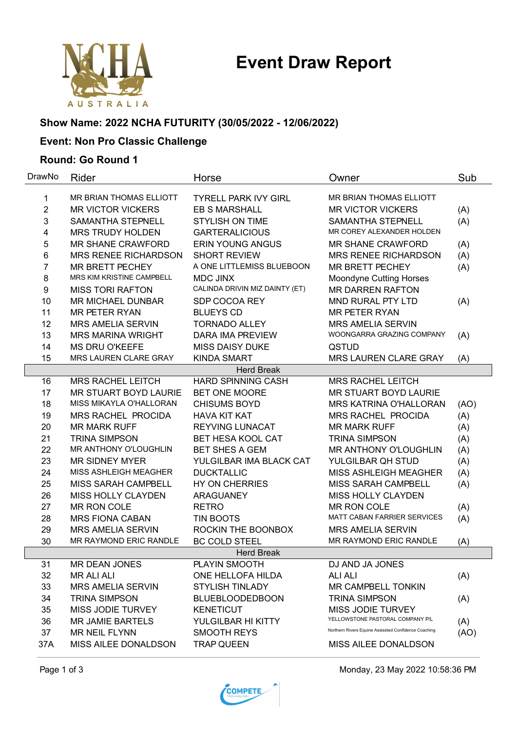# Event Draw Report

### Show Name: 2022 NCHA FUTURITY (30/05/2022 - 12/06/2022)

### Event: Non Pro Classic Challenge

### Round: Go Round 1

| DrawNo | Rider | Horse | Owner | Sub |
|---|---|---|---|---|
| 1 | MR BRIAN THOMAS ELLIOTT | TYRELL PARK IVY GIRL | MR BRIAN THOMAS ELLIOTT | |
| 2 | MR VICTOR VICKERS | EB S MARSHALL | MR VICTOR VICKERS | (A) |
| 3 | SAMANTHA STEPNELL | STYLISH ON TIME | SAMANTHA STEPNELL | (A) |
| 4 | MRS TRUDY HOLDEN | GARTERALICIOUS | MR COREY ALEXANDER HOLDEN | |
| 5 | MR SHANE CRAWFORD | ERIN YOUNG ANGUS | MR SHANE CRAWFORD | (A) |
| 6 | MRS RENEE RICHARDSON | SHORT REVIEW | MRS RENEE RICHARDSON | (A) |
| 7 | MR BRETT PECHEY | A ONE LITTLEMISS BLUEBOON | MR BRETT PECHEY | (A) |
| 8 | MRS KIM KRISTINE CAMPBELL | MDC JINX | Moondyne Cutting Horses | |
| 9 | MISS TORI RAFTON | CALINDA DRIVIN MIZ DAINTY (ET) | MR DARREN RAFTON | |
| 10 | MR MICHAEL DUNBAR | SDP COCOA REY | MND RURAL PTY LTD | (A) |
| 11 | MR PETER RYAN | BLUEYS CD | MR PETER RYAN | |
| 12 | MRS AMELIA SERVIN | TORNADO ALLEY | MRS AMELIA SERVIN | |
| 13 | MRS MARINA WRIGHT | DARA IMA PREVIEW | WOONGARRA GRAZING COMPANY | (A) |
| 14 | MS DRU O'KEEFE | MISS DAISY DUKE | QSTUD | |
| 15 | MRS LAUREN CLARE GRAY | KINDA SMART | MRS LAUREN CLARE GRAY | (A) |
| | | Herd Break | | |
| 16 | MRS RACHEL LEITCH | HARD SPINNING CASH | MRS RACHEL LEITCH | |
| 17 | MR STUART BOYD LAURIE | BET ONE MOORE | MR STUART BOYD LAURIE | |
| 18 | MISS MIKAYLA O'HALLORAN | CHISUMS BOYD | MRS KATRINA O'HALLORAN | (AO) |
| 19 | MRS RACHEL PROCIDA | HAVA KIT KAT | MRS RACHEL PROCIDA | (A) |
| 20 | MR MARK RUFF | REYVING LUNACAT | MR MARK RUFF | (A) |
| 21 | TRINA SIMPSON | BET HESA KOOL CAT | TRINA SIMPSON | (A) |
| 22 | MR ANTHONY O'LOUGHLIN | BET SHES A GEM | MR ANTHONY O'LOUGHLIN | (A) |
| 23 | MR SIDNEY MYER | YULGILBAR IMA BLACK CAT | YULGILBAR QH STUD | (A) |
| 24 | MISS ASHLEIGH MEAGHER | DUCKTALLIC | MISS ASHLEIGH MEAGHER | (A) |
| 25 | MISS SARAH CAMPBELL | HY ON CHERRIES | MISS SARAH CAMPBELL | (A) |
| 26 | MISS HOLLY CLAYDEN | ARAGUANEY | MISS HOLLY CLAYDEN | |
| 27 | MR RON COLE | RETRO | MR RON COLE | (A) |
| 28 | MRS FIONA CABAN | TIN BOOTS | MATT CABAN FARRIER SERVICES | (A) |
| 29 | MRS AMELIA SERVIN | ROCKIN THE BOONBOX | MRS AMELIA SERVIN | |
| 30 | MR RAYMOND ERIC RANDLE | BC COLD STEEL | MR RAYMOND ERIC RANDLE | (A) |
| | | Herd Break | | |
| 31 | MR DEAN JONES | PLAYIN SMOOTH | DJ AND JA JONES | |
| 32 | MR ALI ALI | ONE HELLOFA HILDA | ALI ALI | (A) |
| 33 | MRS AMELIA SERVIN | STYLISH TINLADY | MR CAMPBELL TONKIN | |
| 34 | TRINA SIMPSON | BLUEBLOODEDBOON | TRINA SIMPSON | (A) |
| 35 | MISS JODIE TURVEY | KENETICUT | MISS JODIE TURVEY | |
| 36 | MR JAMIE BARTELS | YULGILBAR HI KITTY | YELLOWSTONE PASTORAL COMPANY P/L | (A) |
| 37 | MR NEIL FLYNN | SMOOTH REYS | Northern Rivers Equine Assissted Confidence Coaching | (AO) |
| 37A | MISS AILEE DONALDSON | TRAP QUEEN | MISS AILEE DONALDSON | |

Monday, 23 May 2022 10:58:36 PM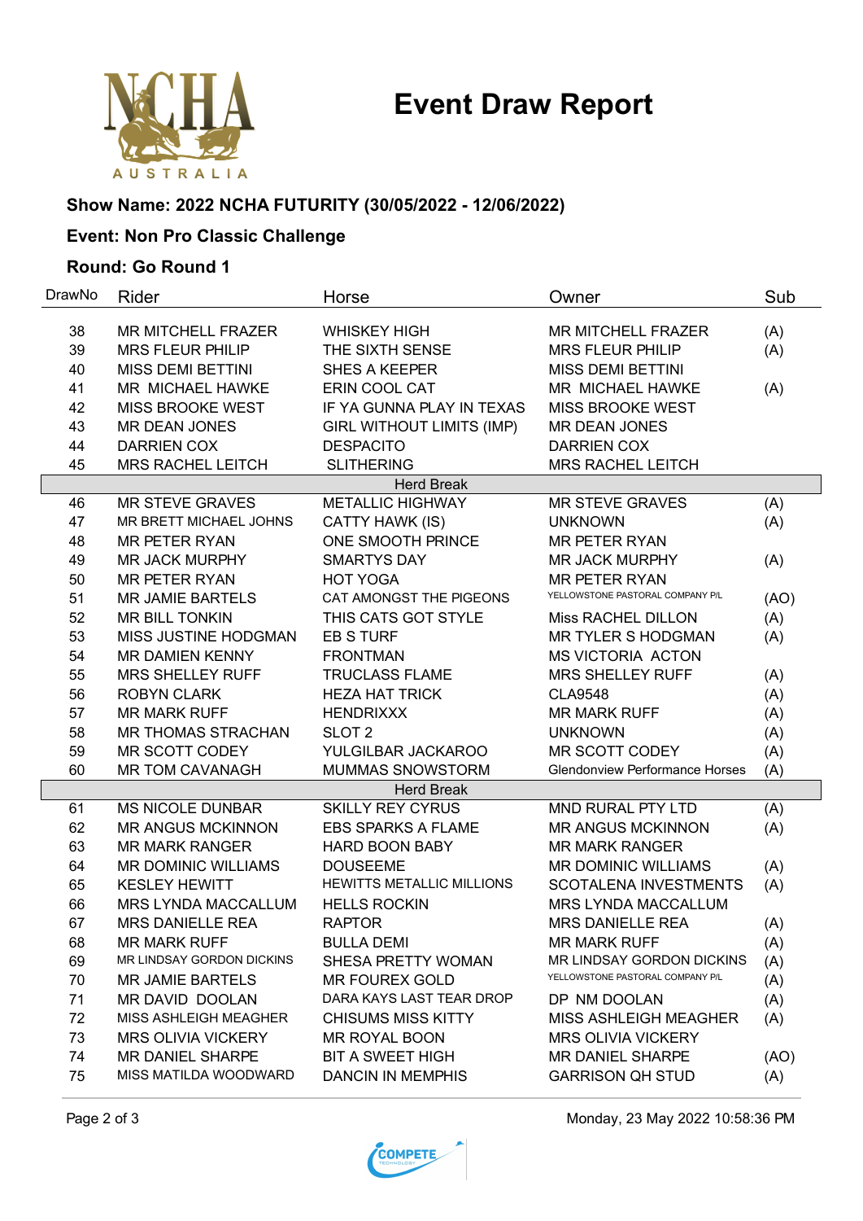# Event Draw Report

**Show Name: 2022 NCHA FUTURITY (30/05/2022 - 12/06/2022)**

**Event: Non Pro Classic Challenge**

**Round: Go Round 1**

| DrawNo | Rider | Horse | Owner | Sub |
|---|---|---|---|---|
| 38 | MR MITCHELL FRAZER | WHISKEY HIGH | MR MITCHELL FRAZER | (A) |
| 39 | MRS FLEUR PHILIP | THE SIXTH SENSE | MRS FLEUR PHILIP | (A) |
| 40 | MISS DEMI BETTINI | SHES A KEEPER | MISS DEMI BETTINI | |
| 41 | MR MICHAEL HAWKE | ERIN COOL CAT | MR MICHAEL HAWKE | (A) |
| 42 | MISS BROOKE WEST | IF YA GUNNA PLAY IN TEXAS | MISS BROOKE WEST | |
| 43 | MR DEAN JONES | GIRL WITHOUT LIMITS (IMP) | MR DEAN JONES | |
| 44 | DARRIEN COX | DESPACITO | DARRIEN COX | |
| 45 | MRS RACHEL LEITCH | SLITHERING | MRS RACHEL LEITCH | |
| | | Herd Break | | |
| 46 | MR STEVE GRAVES | METALLIC HIGHWAY | MR STEVE GRAVES | (A) |
| 47 | MR BRETT MICHAEL JOHNS | CATTY HAWK (IS) | UNKNOWN | (A) |
| 48 | MR PETER RYAN | ONE SMOOTH PRINCE | MR PETER RYAN | |
| 49 | MR JACK MURPHY | SMARTYS DAY | MR JACK MURPHY | (A) |
| 50 | MR PETER RYAN | HOT YOGA | MR PETER RYAN | |
| 51 | MR JAMIE BARTELS | CAT AMONGST THE PIGEONS | YELLOWSTONE PASTORAL COMPANY P/L | (AO) |
| 52 | MR BILL TONKIN | THIS CATS GOT STYLE | Miss RACHEL DILLON | (A) |
| 53 | MISS JUSTINE HODGMAN | EB S TURF | MR TYLER S HODGMAN | (A) |
| 54 | MR DAMIEN KENNY | FRONTMAN | MS VICTORIA ACTON | |
| 55 | MRS SHELLEY RUFF | TRUCLASS FLAME | MRS SHELLEY RUFF | (A) |
| 56 | ROBYN CLARK | HEZA HAT TRICK | CLA9548 | (A) |
| 57 | MR MARK RUFF | HENDRIXXX | MR MARK RUFF | (A) |
| 58 | MR THOMAS STRACHAN | SLOT 2 | UNKNOWN | (A) |
| 59 | MR SCOTT CODEY | YULGILBAR JACKAROO | MR SCOTT CODEY | (A) |
| 60 | MR TOM CAVANAGH | MUMMAS SNOWSTORM | Glendonview Performance Horses | (A) |
| | | Herd Break | | |
| 61 | MS NICOLE DUNBAR | SKILLY REY CYRUS | MND RURAL PTY LTD | (A) |
| 62 | MR ANGUS MCKINNON | EBS SPARKS A FLAME | MR ANGUS MCKINNON | (A) |
| 63 | MR MARK RANGER | HARD BOON BABY | MR MARK RANGER | |
| 64 | MR DOMINIC WILLIAMS | DOUSEEME | MR DOMINIC WILLIAMS | (A) |
| 65 | KESLEY HEWITT | HEWITTS METALLIC MILLIONS | SCOTALENA INVESTMENTS | (A) |
| 66 | MRS LYNDA MACCALLUM | HELLS ROCKIN | MRS LYNDA MACCALLUM | |
| 67 | MRS DANIELLE REA | RAPTOR | MRS DANIELLE REA | (A) |
| 68 | MR MARK RUFF | BULLA DEMI | MR MARK RUFF | (A) |
| 69 | MR LINDSAY GORDON DICKINS | SHESA PRETTY WOMAN | MR LINDSAY GORDON DICKINS | (A) |
| 70 | MR JAMIE BARTELS | MR FOUREX GOLD | YELLOWSTONE PASTORAL COMPANY P/L | (A) |
| 71 | MR DAVID DOOLAN | DARA KAYS LAST TEAR DROP | DP NM DOOLAN | (A) |
| 72 | MISS ASHLEIGH MEAGHER | CHISUMS MISS KITTY | MISS ASHLEIGH MEAGHER | (A) |
| 73 | MRS OLIVIA VICKERY | MR ROYAL BOON | MRS OLIVIA VICKERY | |
| 74 | MR DANIEL SHARPE | BIT A SWEET HIGH | MR DANIEL SHARPE | (AO) |
| 75 | MISS MATILDA WOODWARD | DANCIN IN MEMPHIS | GARRISON QH STUD | (A) |

Monday, 23 May 2022 10:58:36 PM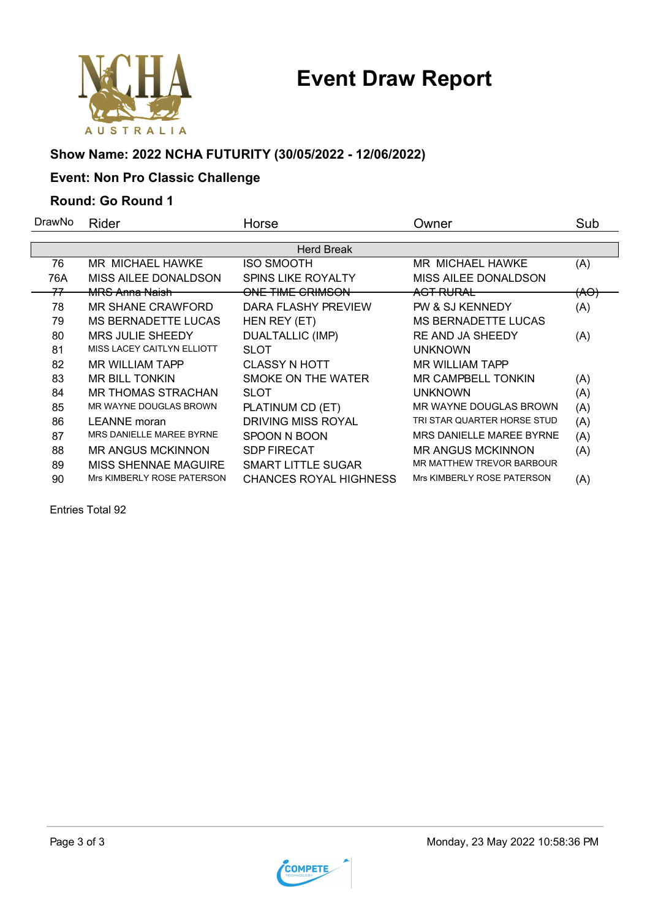# Event Draw Report

**Show Name: 2022 NCHA FUTURITY (30/05/2022 - 12/06/2022)**

**Event: Non Pro Classic Challenge**

**Round: Go Round 1**

| DrawNo | Rider | Horse | Owner | Sub |
|---|---|---|---|---|
| | | Herd Break | | |
| 76 | MR MICHAEL HAWKE | ISO SMOOTH | MR MICHAEL HAWKE | (A) |
| 76A | MISS AILEE DONALDSON | SPINS LIKE ROYALTY | MISS AILEE DONALDSON | |
| ~~77~~ | ~~MRS Anna Naish~~ | ~~ONE TIME CRIMSON~~ | ~~AGT RURAL~~ | ~~(AO)~~ |
| 78 | MR SHANE CRAWFORD | DARA FLASHY PREVIEW | PW & SJ KENNEDY | (A) |
| 79 | MS BERNADETTE LUCAS | HEN REY (ET) | MS BERNADETTE LUCAS | |
| 80 | MRS JULIE SHEEDY | DUALTALLIC (IMP) | RE AND JA SHEEDY | (A) |
| 81 | MISS LACEY CAITLYN ELLIOTT | SLOT | UNKNOWN | |
| 82 | MR WILLIAM TAPP | CLASSY N HOTT | MR WILLIAM TAPP | |
| 83 | MR BILL TONKIN | SMOKE ON THE WATER | MR CAMPBELL TONKIN | (A) |
| 84 | MR THOMAS STRACHAN | SLOT | UNKNOWN | (A) |
| 85 | MR WAYNE DOUGLAS BROWN | PLATINUM CD (ET) | MR WAYNE DOUGLAS BROWN | (A) |
| 86 | LEANNE moran | DRIVING MISS ROYAL | TRI STAR QUARTER HORSE STUD | (A) |
| 87 | MRS DANIELLE MAREE BYRNE | SPOON N BOON | MRS DANIELLE MAREE BYRNE | (A) |
| 88 | MR ANGUS MCKINNON | SDP FIRECAT | MR ANGUS MCKINNON | (A) |
| 89 | MISS SHENNAE MAGUIRE | SMART LITTLE SUGAR | MR MATTHEW TREVOR BARBOUR | |
| 90 | Mrs KIMBERLY ROSE PATERSON | CHANCES ROYAL HIGHNESS | Mrs KIMBERLY ROSE PATERSON | (A) |

Entries Total 92

Monday, 23 May 2022 10:58:36 PM